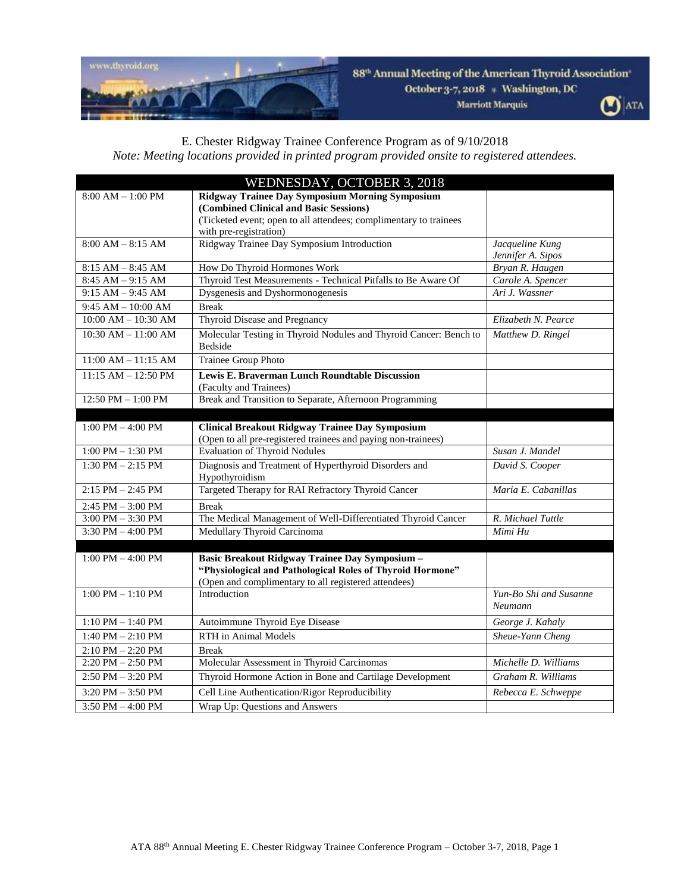88th Annual Meeting of the American Thyroid Association
October 3-7, 2018 * Washington, DC
Marriott Marquis

E. Chester Ridgway Trainee Conference Program as of 9/10/2018

*Note: Meeting locations provided in printed program provided onsite to registered attendees.*

| WEDNESDAY, OCTOBER 3, 2018 | | |
|---|---|---|
| 8:00 AM – 1:00 PM | **Ridgway Trainee Day Symposium Morning Symposium (Combined Clinical and Basic Sessions)** (Ticketed event; open to all attendees; complimentary to trainees with pre-registration) | |
| 8:00 AM – 8:15 AM | Ridgway Trainee Day Symposium Introduction | *Jacqueline Kung* *Jennifer A. Sipos* |
| 8:15 AM – 8:45 AM | How Do Thyroid Hormones Work | *Bryan R. Haugen* |
| 8:45 AM – 9:15 AM | Thyroid Test Measurements - Technical Pitfalls to Be Aware Of | *Carole A. Spencer* |
| 9:15 AM – 9:45 AM | Dysgenesis and Dyshormonogenesis | *Ari J. Wassner* |
| 9:45 AM – 10:00 AM | Break | |
| 10:00 AM – 10:30 AM | Thyroid Disease and Pregnancy | *Elizabeth N. Pearce* |
| 10:30 AM – 11:00 AM | Molecular Testing in Thyroid Nodules and Thyroid Cancer: Bench to Bedside | *Matthew D. Ringel* |
| 11:00 AM – 11:15 AM | Trainee Group Photo | |
| 11:15 AM – 12:50 PM | **Lewis E. Braverman Lunch Roundtable Discussion** (Faculty and Trainees) | |
| 12:50 PM – 1:00 PM | Break and Transition to Separate, Afternoon Programming | |
| | | |
| 1:00 PM – 4:00 PM | **Clinical Breakout Ridgway Trainee Day Symposium** (Open to all pre-registered trainees and paying non-trainees) | |
| 1:00 PM – 1:30 PM | Evaluation of Thyroid Nodules | *Susan J. Mandel* |
| 1:30 PM – 2:15 PM | Diagnosis and Treatment of Hyperthyroid Disorders and Hypothyroidism | *David S. Cooper* |
| 2:15 PM – 2:45 PM | Targeted Therapy for RAI Refractory Thyroid Cancer | *Maria E. Cabanillas* |
| 2:45 PM – 3:00 PM | Break | |
| 3:00 PM – 3:30 PM | The Medical Management of Well-Differentiated Thyroid Cancer | *R. Michael Tuttle* |
| 3:30 PM – 4:00 PM | Medullary Thyroid Carcinoma | *Mimi Hu* |
| | | |
| 1:00 PM – 4:00 PM | **Basic Breakout Ridgway Trainee Day Symposium – "Physiological and Pathological Roles of Thyroid Hormone"** (Open and complimentary to all registered attendees) | |
| 1:00 PM – 1:10 PM | Introduction | *Yun-Bo Shi and Susanne Neumann* |
| 1:10 PM – 1:40 PM | Autoimmune Thyroid Eye Disease | *George J. Kahaly* |
| 1:40 PM – 2:10 PM | RTH in Animal Models | *Sheue-Yann Cheng* |
| 2:10 PM – 2:20 PM | Break | |
| 2:20 PM – 2:50 PM | Molecular Assessment in Thyroid Carcinomas | *Michelle D. Williams* |
| 2:50 PM – 3:20 PM | Thyroid Hormone Action in Bone and Cartilage Development | *Graham R. Williams* |
| 3:20 PM – 3:50 PM | Cell Line Authentication/Rigor Reproducibility | *Rebecca E. Schweppe* |
| 3:50 PM – 4:00 PM | Wrap Up: Questions and Answers | |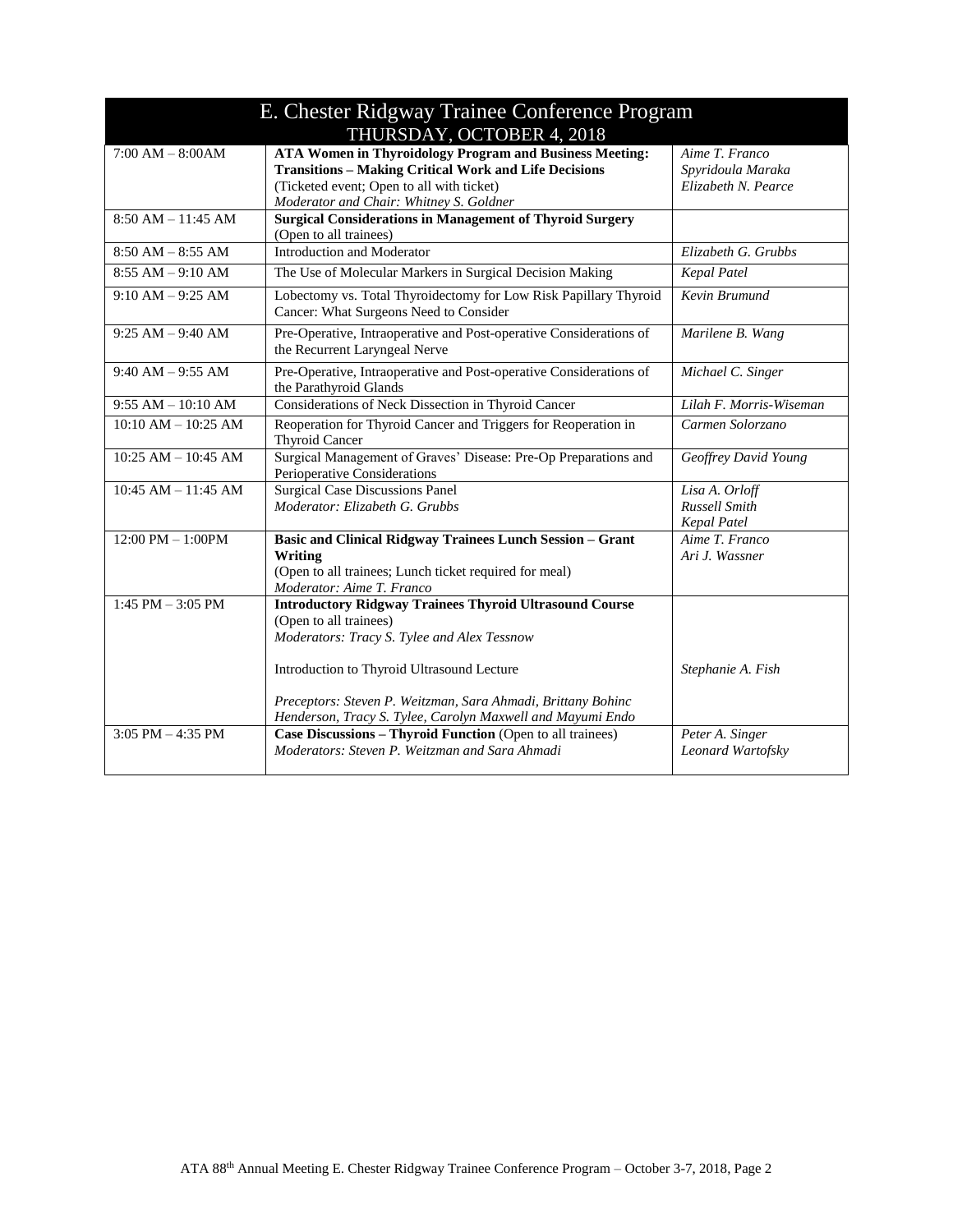| E. Chester Ridgway Trainee Conference Program<br>THURSDAY, OCTOBER 4, 2018 | | |
|---|---|---|
| 7:00 AM – 8:00AM | **ATA Women in Thyroidology Program and Business Meeting: Transitions – Making Critical Work and Life Decisions**<br>(Ticketed event; Open to all with ticket)<br>*Moderator and Chair: Whitney S. Goldner* | *Aime T. Franco*<br>*Spyridoula Maraka*<br>*Elizabeth N. Pearce* |
| 8:50 AM – 11:45 AM | **Surgical Considerations in Management of Thyroid Surgery**<br>(Open to all trainees) | |
| 8:50 AM – 8:55 AM | Introduction and Moderator | *Elizabeth G. Grubbs* |
| 8:55 AM – 9:10 AM | The Use of Molecular Markers in Surgical Decision Making | *Kepal Patel* |
| 9:10 AM – 9:25 AM | Lobectomy vs. Total Thyroidectomy for Low Risk Papillary Thyroid Cancer: What Surgeons Need to Consider | *Kevin Brumund* |
| 9:25 AM – 9:40 AM | Pre-Operative, Intraoperative and Post-operative Considerations of the Recurrent Laryngeal Nerve | *Marilene B. Wang* |
| 9:40 AM – 9:55 AM | Pre-Operative, Intraoperative and Post-operative Considerations of the Parathyroid Glands | *Michael C. Singer* |
| 9:55 AM – 10:10 AM | Considerations of Neck Dissection in Thyroid Cancer | *Lilah F. Morris-Wiseman* |
| 10:10 AM – 10:25 AM | Reoperation for Thyroid Cancer and Triggers for Reoperation in Thyroid Cancer | *Carmen Solorzano* |
| 10:25 AM – 10:45 AM | Surgical Management of Graves' Disease: Pre-Op Preparations and Perioperative Considerations | *Geoffrey David Young* |
| 10:45 AM – 11:45 AM | Surgical Case Discussions Panel<br>*Moderator: Elizabeth G. Grubbs* | *Lisa A. Orloff*<br>*Russell Smith*<br>*Kepal Patel* |
| 12:00 PM – 1:00PM | **Basic and Clinical Ridgway Trainees Lunch Session – Grant Writing**<br>(Open to all trainees; Lunch ticket required for meal)<br>*Moderator: Aime T. Franco* | *Aime T. Franco*<br>*Ari J. Wassner* |
| 1:45 PM – 3:05 PM | **Introductory Ridgway Trainees Thyroid Ultrasound Course**<br>(Open to all trainees)<br>*Moderators: Tracy S. Tylee and Alex Tessnow*<br><br>Introduction to Thyroid Ultrasound Lecture<br><br>*Preceptors: Steven P. Weitzman, Sara Ahmadi, Brittany Bohinc Henderson, Tracy S. Tylee, Carolyn Maxwell and Mayumi Endo* | <br><br><br><br>*Stephanie A. Fish* |
| 3:05 PM – 4:35 PM | **Case Discussions – Thyroid Function** (Open to all trainees)<br>*Moderators: Steven P. Weitzman and Sara Ahmadi* | *Peter A. Singer*<br>*Leonard Wartofsky* |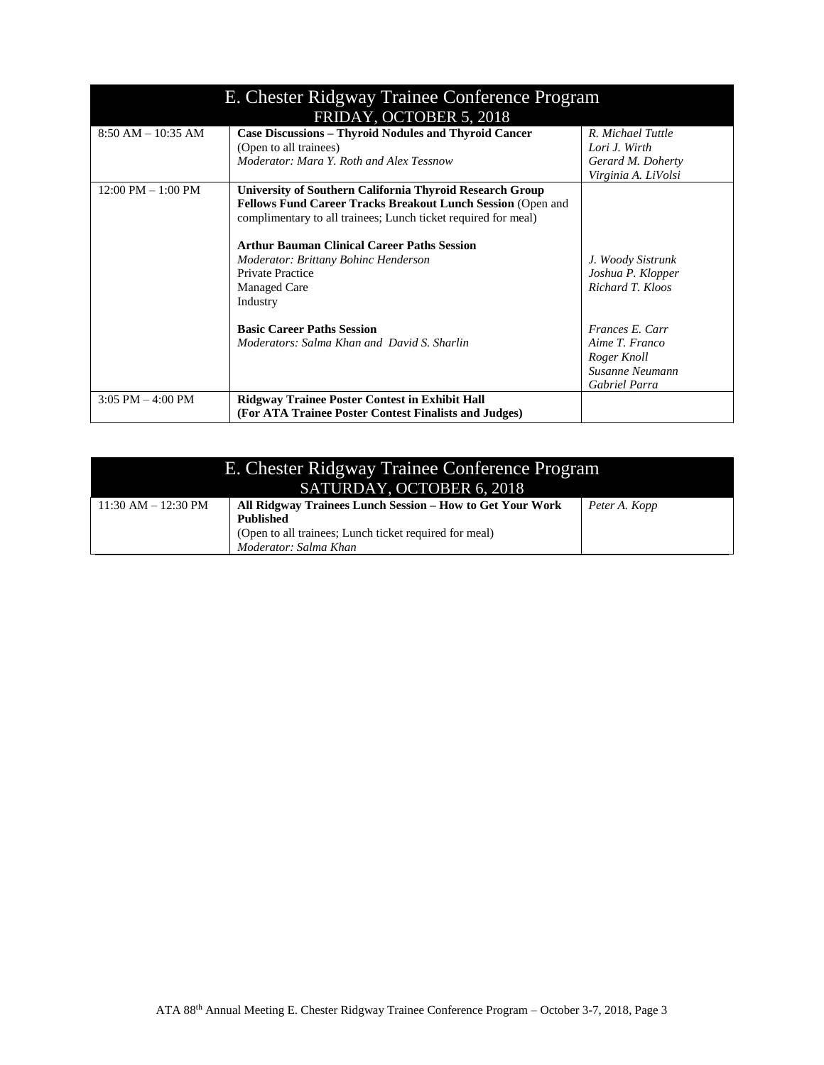| E. Chester Ridgway Trainee Conference Program<br>FRIDAY, OCTOBER 5, 2018 | | |
|---|---|---|
| 8:50 AM – 10:35 AM | **Case Discussions – Thyroid Nodules and Thyroid Cancer**<br>(Open to all trainees)<br>*Moderator: Mara Y. Roth and Alex Tessnow* | *R. Michael Tuttle*<br>*Lori J. Wirth*<br>*Gerard M. Doherty*<br>*Virginia A. LiVolsi* |
| 12:00 PM – 1:00 PM | **University of Southern California Thyroid Research Group Fellows Fund Career Tracks Breakout Lunch Session** (Open and complimentary to all trainees; Lunch ticket required for meal)<br><br>**Arthur Bauman Clinical Career Paths Session**<br>*Moderator: Brittany Bohinc Henderson*<br>Private Practice<br>Managed Care<br>Industry<br><br>**Basic Career Paths Session**<br>*Moderators: Salma Khan and David S. Sharlin* | <br><br><br><br>*J. Woody Sistrunk*<br>*Joshua P. Klopper*<br>*Richard T. Kloos*<br><br><br>*Frances E. Carr*<br>*Aime T. Franco*<br>*Roger Knoll*<br>*Susanne Neumann*<br>*Gabriel Parra* |
| 3:05 PM – 4:00 PM | **Ridgway Trainee Poster Contest in Exhibit Hall**<br>**(For ATA Trainee Poster Contest Finalists and Judges)** | |

| E. Chester Ridgway Trainee Conference Program<br>SATURDAY, OCTOBER 6, 2018 | | |
|---|---|---|
| 11:30 AM – 12:30 PM | **All Ridgway Trainees Lunch Session – How to Get Your Work Published**<br>(Open to all trainees; Lunch ticket required for meal)<br>*Moderator: Salma Khan* | *Peter A. Kopp* |